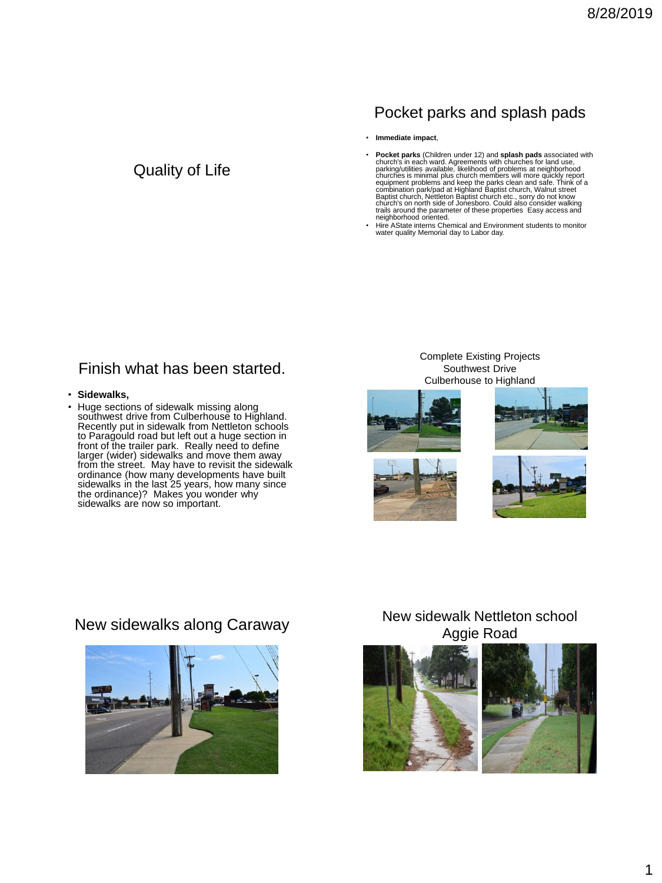# Quality of Life

## Pocket parks and splash pads

- **Immediate impact**,
- **Pocket parks** (Children under 12) and **splash pads** associated with church's in each ward. Agreements with churches for land use, parking/utilities available, likelihood of problems at neighborhood churches is minimal plus church members will more quickly report equipment problems and keep the parks clean and safe. Think of a combination park/pad at Highland Baptist church, Walnut street Baptist church, Nettleton Baptist church etc., sorry do not know church's on north side of Jonesboro. Could also consider walking trails around the parameter of these properties Easy access and neighborhood oriented.
- Hire AState interns Chemical and Environment students to monitor water quality Memorial day to Labor day.

## Finish what has been started.

- **Sidewalks,**
- Huge sections of sidewalk missing along southwest drive from Culberhouse to Highland. Recently put in sidewalk from Nettleton schools to Paragould road but left out a huge section in front of the trailer park. Really need to define larger (wider) sidewalks and move them away from the street. May have to revisit the sidewalk ordinance (how many developments have built sidewalks in the last 25 years, how many since the ordinance)? Makes you wonder why sidewalks are now so important.

## Complete Existing Projects Southwest Drive Culberhouse to Highland

## New sidewalks along Caraway

## New sidewalk Nettleton school Aggie Road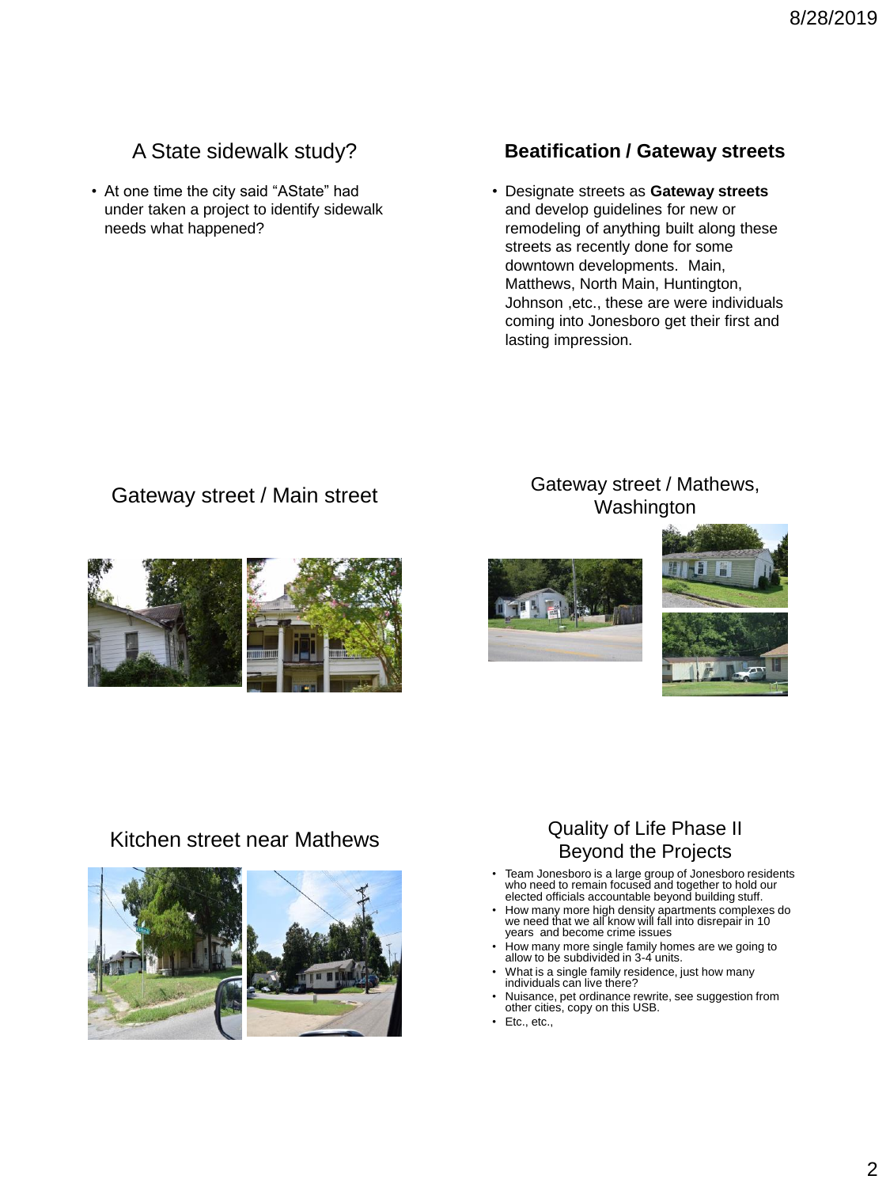## A State sidewalk study?

- At one time the city said "AState" had under taken a project to identify sidewalk needs what happened?

## Beatification / Gateway streets

- Designate streets as **Gateway streets** and develop guidelines for new or remodeling of anything built along these streets as recently done for some downtown developments. Main, Matthews, North Main, Huntington, Johnson ,etc., these are were individuals coming into Jonesboro get their first and lasting impression.

## Gateway street / Main street

## Gateway street / Mathews, Washington

## Kitchen street near Mathews

## Quality of Life Phase II Beyond the Projects

- Team Jonesboro is a large group of Jonesboro residents who need to remain focused and together to hold our elected officials accountable beyond building stuff.
- How many more high density apartments complexes do we need that we all know will fall into disrepair in 10 years and become crime issues
- How many more single family homes are we going to allow to be subdivided in 3-4 units.
- What is a single family residence, just how many individuals can live there?
- Nuisance, pet ordinance rewrite, see suggestion from other cities, copy on this USB.
- Etc., etc.,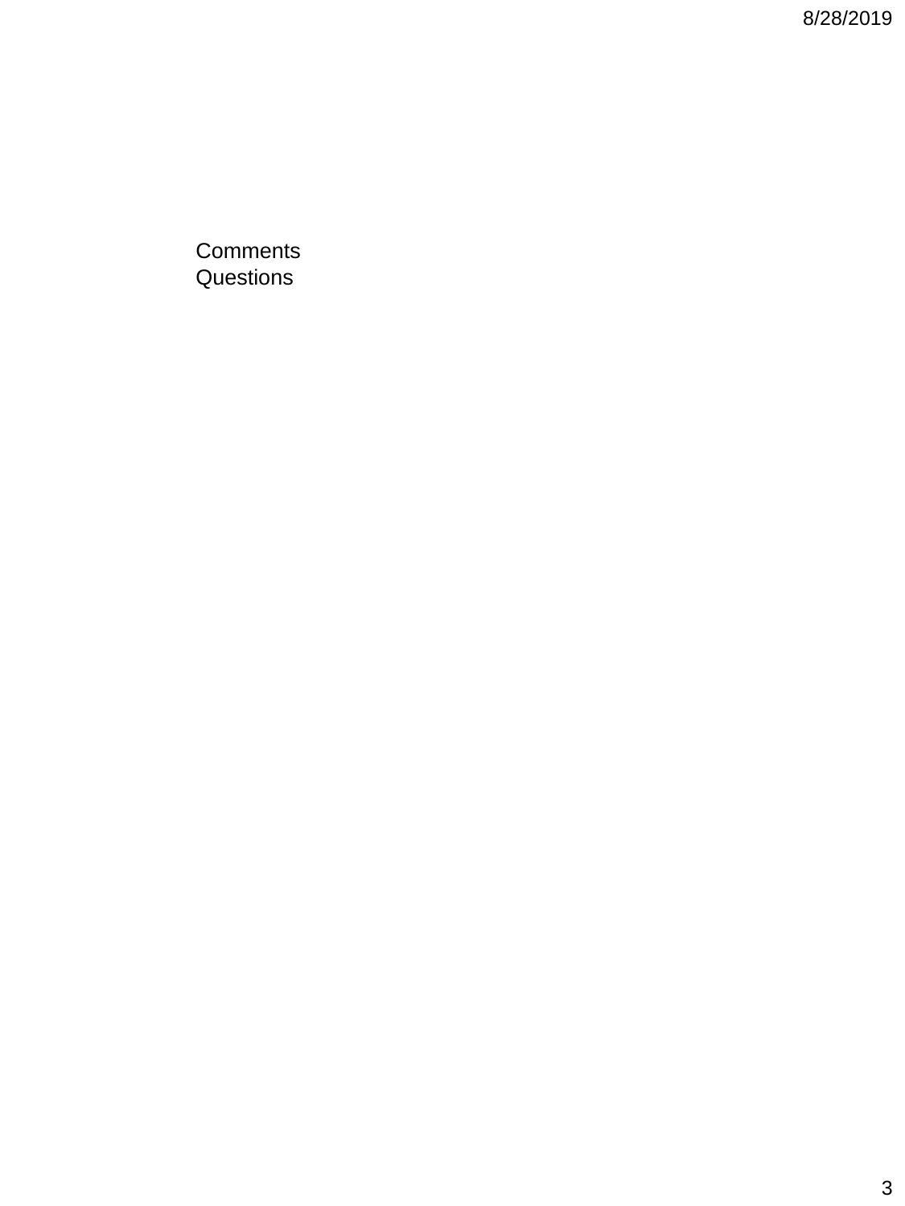Comments
Questions